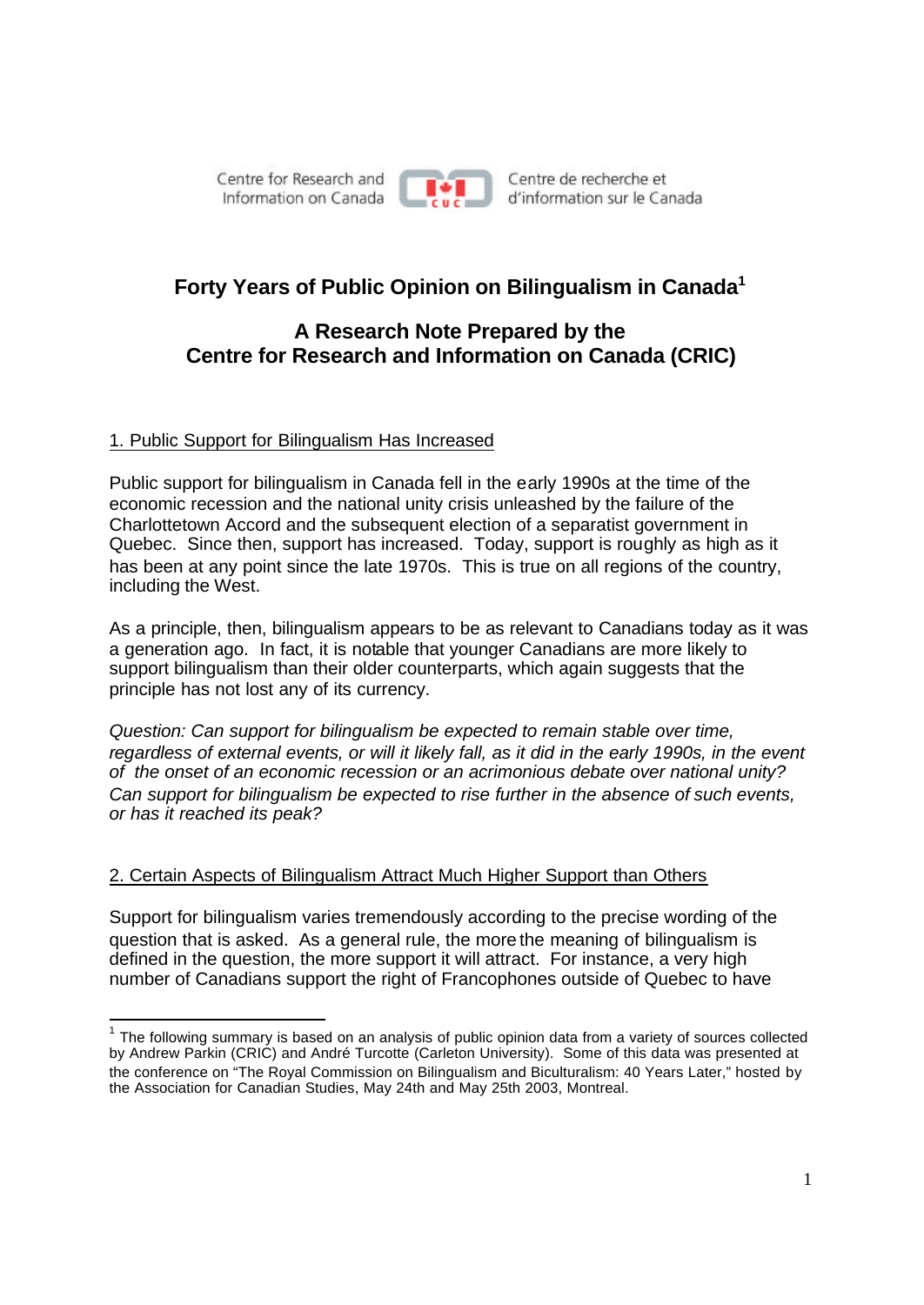Centre for Research and Information on Canada | Centre de recherche et d'information sur le Canada

# Forty Years of Public Opinion on Bilingualism in Canada[1]

## A Research Note Prepared by the Centre for Research and Information on Canada (CRIC)

### 1. Public Support for Bilingualism Has Increased

Public support for bilingualism in Canada fell in the early 1990s at the time of the economic recession and the national unity crisis unleashed by the failure of the Charlottetown Accord and the subsequent election of a separatist government in Quebec. Since then, support has increased. Today, support is roughly as high as it has been at any point since the late 1970s. This is true on all regions of the country, including the West.

As a principle, then, bilingualism appears to be as relevant to Canadians today as it was a generation ago. In fact, it is notable that younger Canadians are more likely to support bilingualism than their older counterparts, which again suggests that the principle has not lost any of its currency.

*Question: Can support for bilingualism be expected to remain stable over time, regardless of external events, or will it likely fall, as it did in the early 1990s, in the event of the onset of an economic recession or an acrimonious debate over national unity? Can support for bilingualism be expected to rise further in the absence of such events, or has it reached its peak?*

### 2. Certain Aspects of Bilingualism Attract Much Higher Support than Others

Support for bilingualism varies tremendously according to the precise wording of the question that is asked. As a general rule, the more the meaning of bilingualism is defined in the question, the more support it will attract. For instance, a very high number of Canadians support the right of Francophones outside of Quebec to have

---

[1] The following summary is based on an analysis of public opinion data from a variety of sources collected by Andrew Parkin (CRIC) and André Turcotte (Carleton University). Some of this data was presented at the conference on "The Royal Commission on Bilingualism and Biculturalism: 40 Years Later," hosted by the Association for Canadian Studies, May 24th and May 25th 2003, Montreal.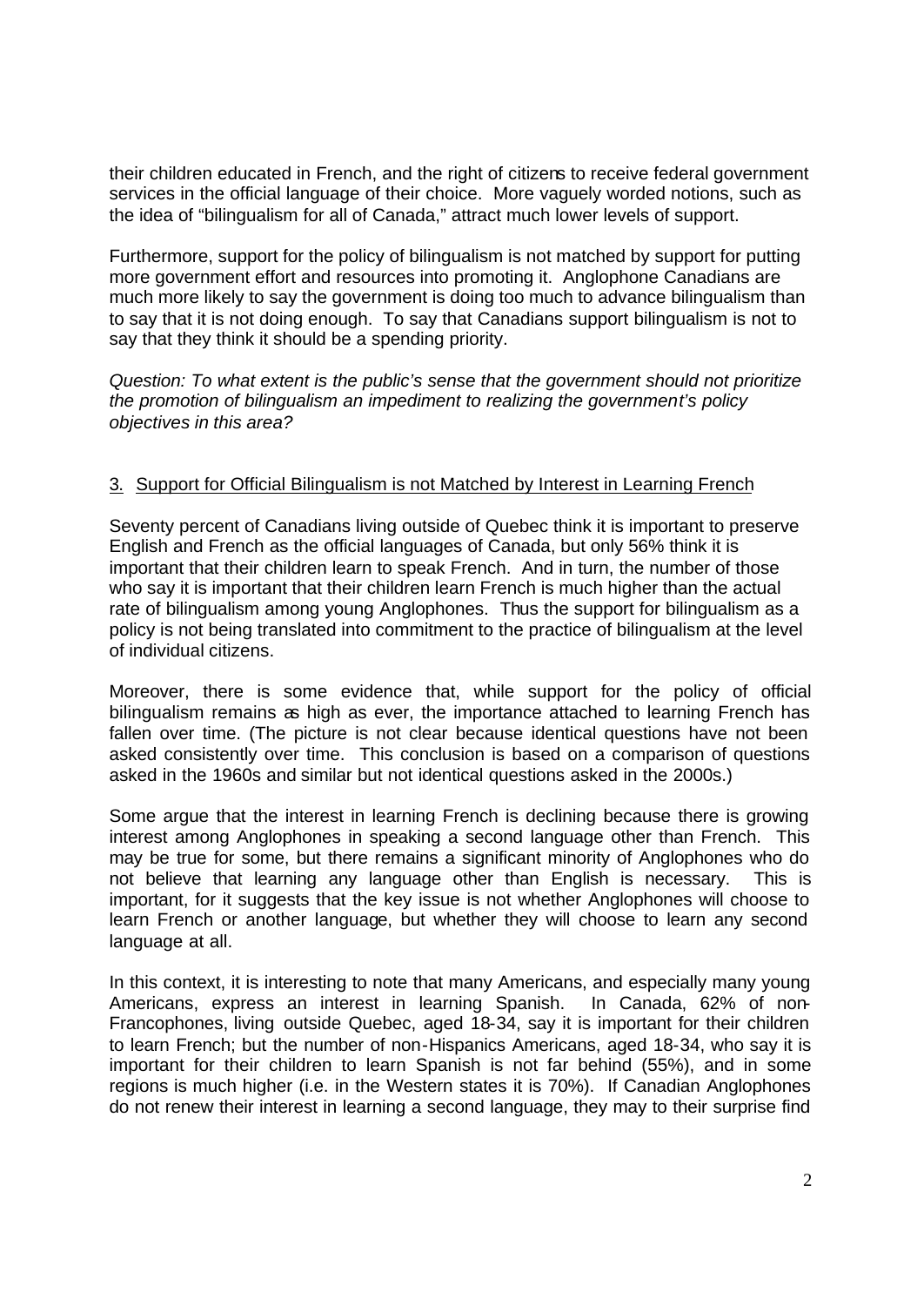their children educated in French, and the right of citizens to receive federal government services in the official language of their choice. More vaguely worded notions, such as the idea of "bilingualism for all of Canada," attract much lower levels of support.

Furthermore, support for the policy of bilingualism is not matched by support for putting more government effort and resources into promoting it. Anglophone Canadians are much more likely to say the government is doing too much to advance bilingualism than to say that it is not doing enough. To say that Canadians support bilingualism is not to say that they think it should be a spending priority.

*Question: To what extent is the public's sense that the government should not prioritize the promotion of bilingualism an impediment to realizing the government's policy objectives in this area?*

3. <u>Support for Official Bilingualism is not Matched by Interest in Learning French</u>

Seventy percent of Canadians living outside of Quebec think it is important to preserve English and French as the official languages of Canada, but only 56% think it is important that their children learn to speak French. And in turn, the number of those who say it is important that their children learn French is much higher than the actual rate of bilingualism among young Anglophones. Thus the support for bilingualism as a policy is not being translated into commitment to the practice of bilingualism at the level of individual citizens.

Moreover, there is some evidence that, while support for the policy of official bilingualism remains as high as ever, the importance attached to learning French has fallen over time. (The picture is not clear because identical questions have not been asked consistently over time. This conclusion is based on a comparison of questions asked in the 1960s and similar but not identical questions asked in the 2000s.)

Some argue that the interest in learning French is declining because there is growing interest among Anglophones in speaking a second language other than French. This may be true for some, but there remains a significant minority of Anglophones who do not believe that learning any language other than English is necessary. This is important, for it suggests that the key issue is not whether Anglophones will choose to learn French or another language, but whether they will choose to learn any second language at all.

In this context, it is interesting to note that many Americans, and especially many young Americans, express an interest in learning Spanish. In Canada, 62% of non-Francophones, living outside Quebec, aged 18-34, say it is important for their children to learn French; but the number of non-Hispanics Americans, aged 18-34, who say it is important for their children to learn Spanish is not far behind (55%), and in some regions is much higher (i.e. in the Western states it is 70%). If Canadian Anglophones do not renew their interest in learning a second language, they may to their surprise find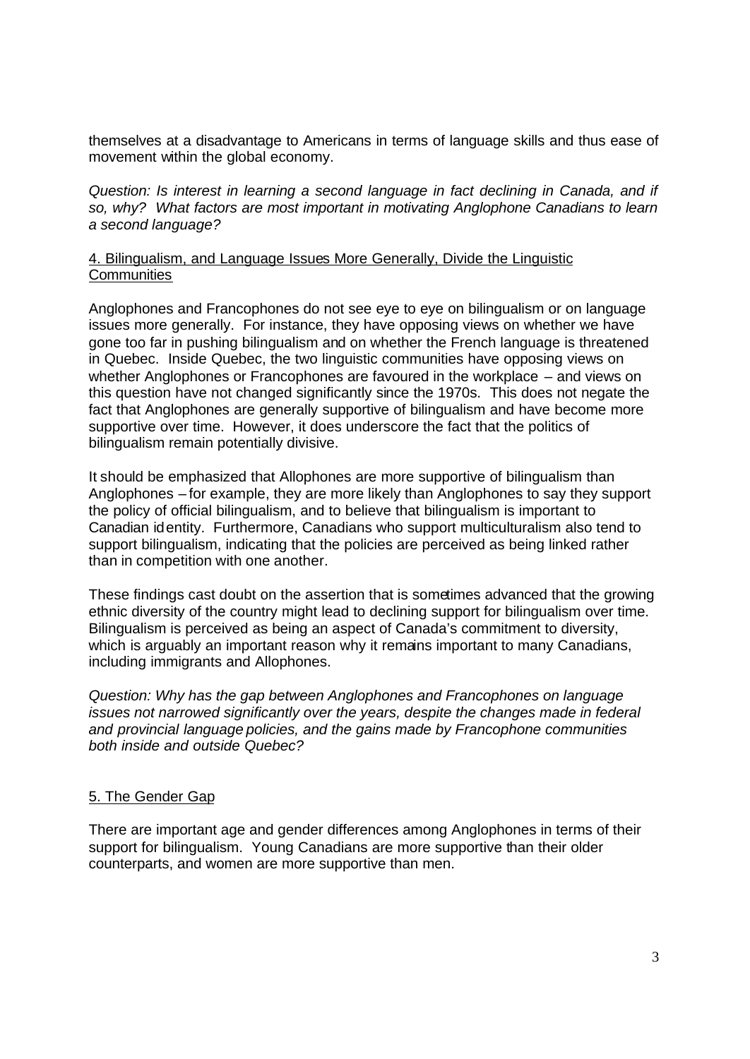themselves at a disadvantage to Americans in terms of language skills and thus ease of movement within the global economy.

*Question: Is interest in learning a second language in fact declining in Canada, and if so, why? What factors are most important in motivating Anglophone Canadians to learn a second language?*

## 4. Bilingualism, and Language Issues More Generally, Divide the Linguistic Communities

Anglophones and Francophones do not see eye to eye on bilingualism or on language issues more generally. For instance, they have opposing views on whether we have gone too far in pushing bilingualism and on whether the French language is threatened in Quebec. Inside Quebec, the two linguistic communities have opposing views on whether Anglophones or Francophones are favoured in the workplace – and views on this question have not changed significantly since the 1970s. This does not negate the fact that Anglophones are generally supportive of bilingualism and have become more supportive over time. However, it does underscore the fact that the politics of bilingualism remain potentially divisive.

It should be emphasized that Allophones are more supportive of bilingualism than Anglophones – for example, they are more likely than Anglophones to say they support the policy of official bilingualism, and to believe that bilingualism is important to Canadian identity. Furthermore, Canadians who support multiculturalism also tend to support bilingualism, indicating that the policies are perceived as being linked rather than in competition with one another.

These findings cast doubt on the assertion that is sometimes advanced that the growing ethnic diversity of the country might lead to declining support for bilingualism over time. Bilingualism is perceived as being an aspect of Canada's commitment to diversity, which is arguably an important reason why it remains important to many Canadians, including immigrants and Allophones.

*Question: Why has the gap between Anglophones and Francophones on language issues not narrowed significantly over the years, despite the changes made in federal and provincial language policies, and the gains made by Francophone communities both inside and outside Quebec?*

## 5. The Gender Gap

There are important age and gender differences among Anglophones in terms of their support for bilingualism. Young Canadians are more supportive than their older counterparts, and women are more supportive than men.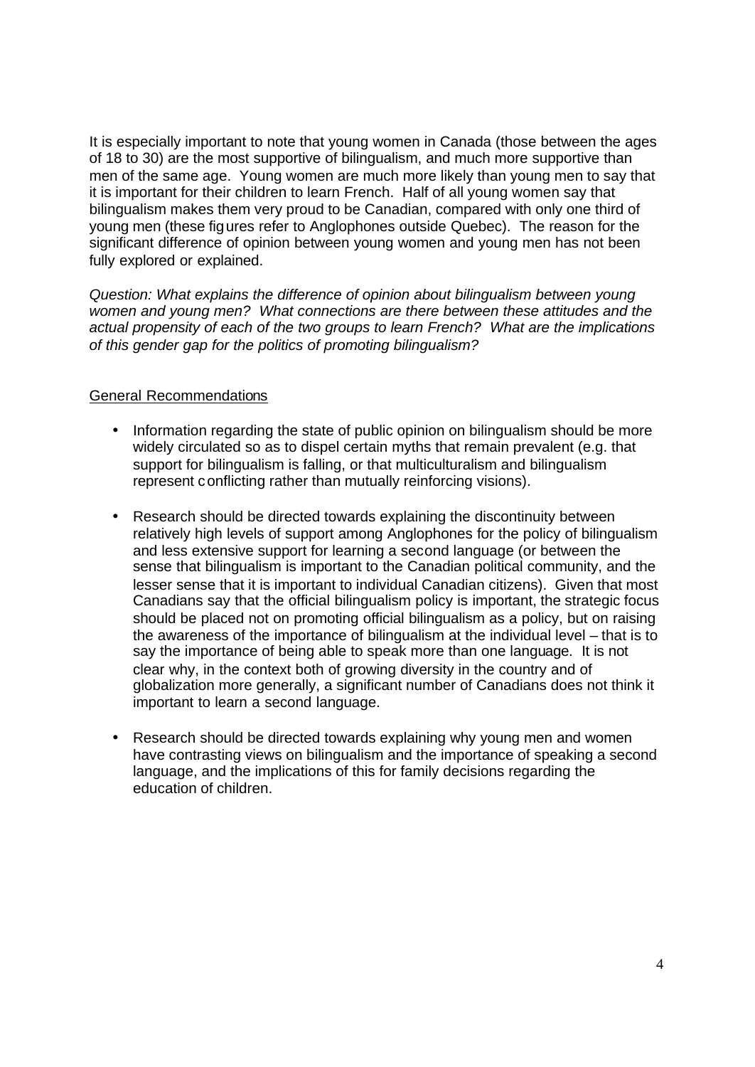It is especially important to note that young women in Canada (those between the ages of 18 to 30) are the most supportive of bilingualism, and much more supportive than men of the same age. Young women are much more likely than young men to say that it is important for their children to learn French. Half of all young women say that bilingualism makes them very proud to be Canadian, compared with only one third of young men (these figures refer to Anglophones outside Quebec). The reason for the significant difference of opinion between young women and young men has not been fully explored or explained.

*Question: What explains the difference of opinion about bilingualism between young women and young men? What connections are there between these attitudes and the actual propensity of each of the two groups to learn French? What are the implications of this gender gap for the politics of promoting bilingualism?*

<u>General Recommendations</u>

- Information regarding the state of public opinion on bilingualism should be more widely circulated so as to dispel certain myths that remain prevalent (e.g. that support for bilingualism is falling, or that multiculturalism and bilingualism represent conflicting rather than mutually reinforcing visions).

- Research should be directed towards explaining the discontinuity between relatively high levels of support among Anglophones for the policy of bilingualism and less extensive support for learning a second language (or between the sense that bilingualism is important to the Canadian political community, and the lesser sense that it is important to individual Canadian citizens). Given that most Canadians say that the official bilingualism policy is important, the strategic focus should be placed not on promoting official bilingualism as a policy, but on raising the awareness of the importance of bilingualism at the individual level – that is to say the importance of being able to speak more than one language. It is not clear why, in the context both of growing diversity in the country and of globalization more generally, a significant number of Canadians does not think it important to learn a second language.

- Research should be directed towards explaining why young men and women have contrasting views on bilingualism and the importance of speaking a second language, and the implications of this for family decisions regarding the education of children.